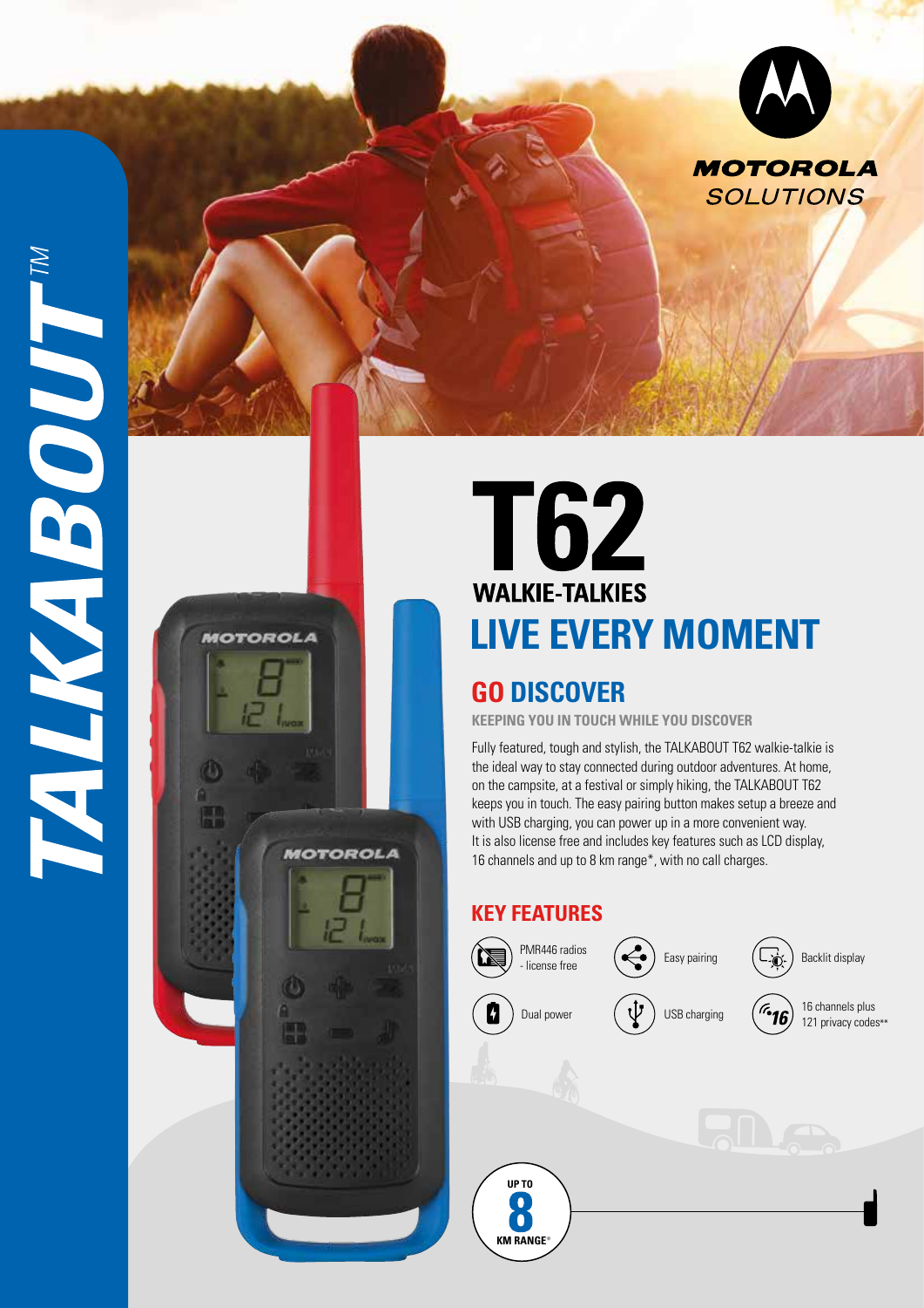TALKABOUT™

MOTOROLA SOLUTIONS

# T62

## WALKIE-TALKIES

# LIVE EVERY MOMENT

## GO DISCOVER

**KEEPING YOU IN TOUCH WHILE YOU DISCOVER**

Fully featured, tough and stylish, the TALKABOUT T62 walkie-talkie is the ideal way to stay connected during outdoor adventures. At home, on the campsite, at a festival or simply hiking, the TALKABOUT T62 keeps you in touch. The easy pairing button makes setup a breeze and with USB charging, you can power up in a more convenient way. It is also license free and includes key features such as LCD display, 16 channels and up to 8 km range*, with no call charges.

## KEY FEATURES

- PMR446 radios - license free
- Easy pairing
- Backlit display
- Dual power
- USB charging
- 16 channels plus 121 privacy codes**

UP TO **8** KM RANGE*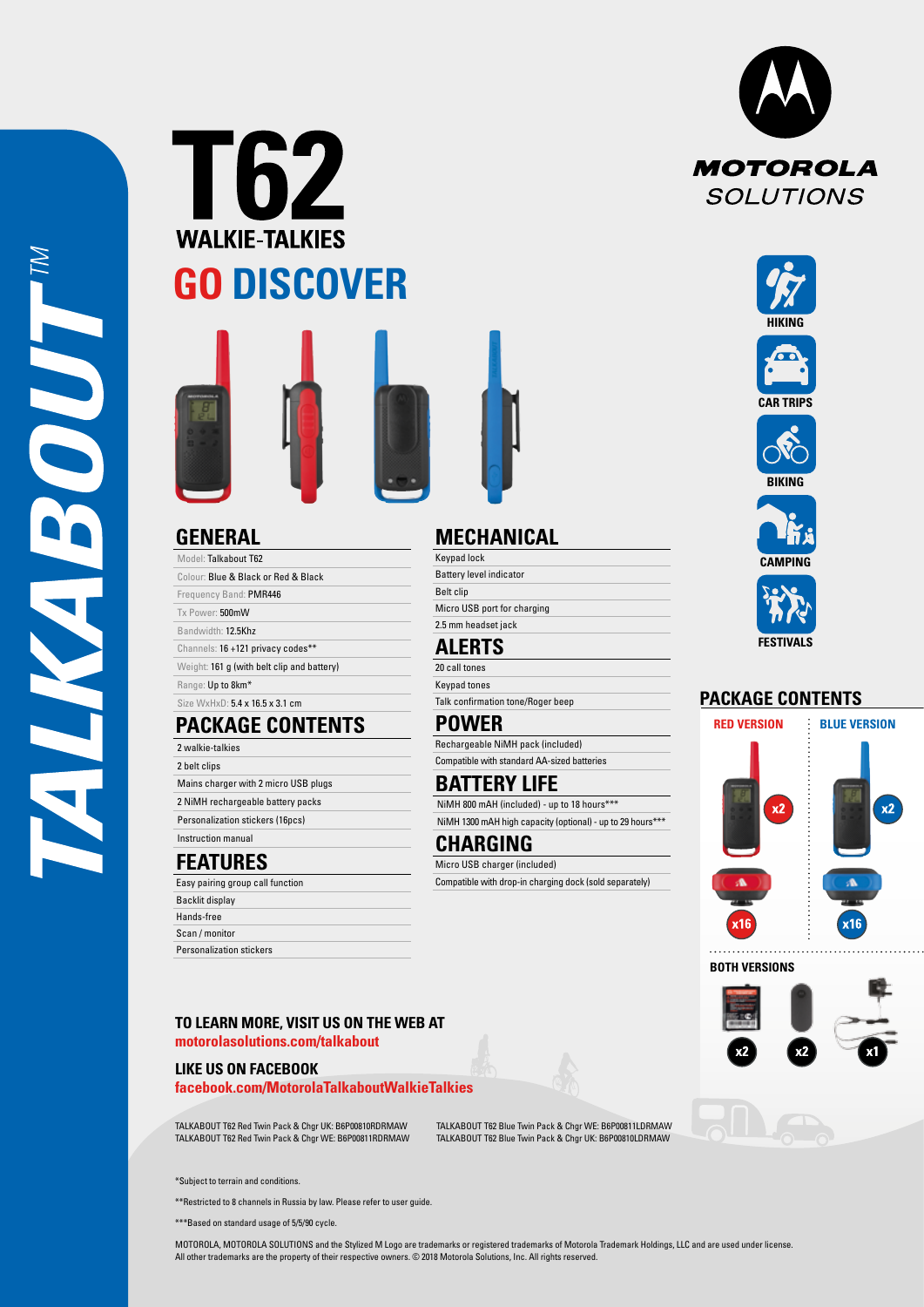TALKABOUT™

# T62

## WALKIE-TALKIES

## GO DISCOVER

MOTOROLA SOLUTIONS

HIKING

CAR TRIPS

BIKING

CAMPING

FESTIVALS

## GENERAL

| | |
|---|---|
| Model: | Talkabout T62 |
| Colour: | Blue & Black or Red & Black |
| Frequency Band: | PMR446 |
| Tx Power: | 500mW |
| Bandwidth: | 12.5Khz |
| Channels: | 16 +121 privacy codes** |
| Weight: | 161 g (with belt clip and battery) |
| Range: | Up to 8km* |
| Size WxHxD: | 5.4 x 16.5 x 3.1 cm |

## PACKAGE CONTENTS

- 2 walkie-talkies
- 2 belt clips
- Mains charger with 2 micro USB plugs
- 2 NiMH rechargeable battery packs
- Personalization stickers (16pcs)
- Instruction manual

## FEATURES

- Easy pairing group call function
- Backlit display
- Hands-free
- Scan / monitor
- Personalization stickers

## MECHANICAL

- Keypad lock
- Battery level indicator
- Belt clip
- Micro USB port for charging
- 2.5 mm headset jack

## ALERTS

- 20 call tones
- Keypad tones
- Talk confirmation tone/Roger beep

## POWER

- Rechargeable NiMH pack (included)
- Compatible with standard AA-sized batteries

## BATTERY LIFE

- NiMH 800 mAH (included) - up to 18 hours***
- NiMH 1300 mAH high capacity (optional) - up to 29 hours***

## CHARGING

- Micro USB charger (included)
- Compatible with drop-in charging dock (sold separately)

## PACKAGE CONTENTS

RED VERSION: x2, x16

BLUE VERSION: x2, x16

BOTH VERSIONS: x2, x2, x1

**TO LEARN MORE, VISIT US ON THE WEB AT**
motorolasolutions.com/talkabout

**LIKE US ON FACEBOOK**
facebook.com/MotorolaTalkaboutWalkieTalkies

TALKABOUT T62 Red Twin Pack & Chgr UK: B6P00810RDRMAW
TALKABOUT T62 Red Twin Pack & Chgr WE: B6P00811RDRMAW
TALKABOUT T62 Blue Twin Pack & Chgr WE: B6P00811LDRMAW
TALKABOUT T62 Blue Twin Pack & Chgr UK: B6P00810LDRMAW

*Subject to terrain and conditions.

**Restricted to 8 channels in Russia by law. Please refer to user guide.

***Based on standard usage of 5/5/90 cycle.

MOTOROLA, MOTOROLA SOLUTIONS and the Stylized M Logo are trademarks or registered trademarks of Motorola Trademark Holdings, LLC and are used under license. All other trademarks are the property of their respective owners. © 2018 Motorola Solutions, Inc. All rights reserved.